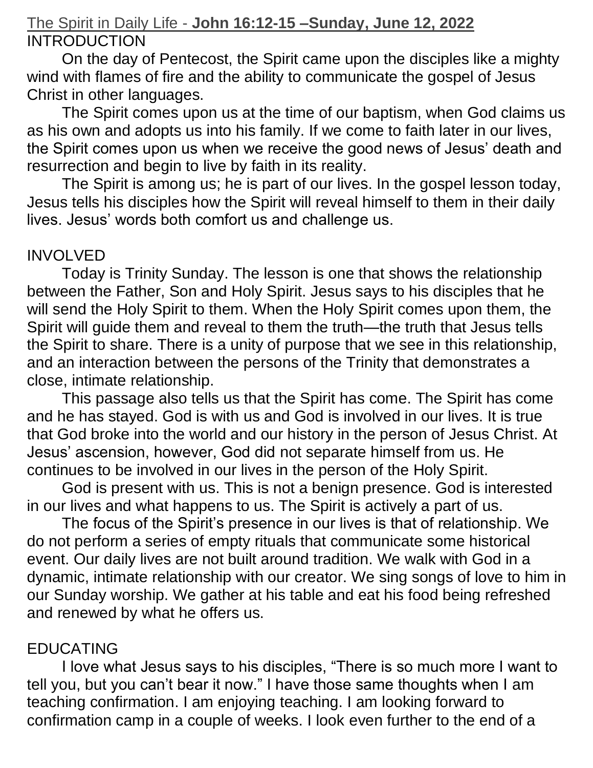# The Spirit in Daily Life - **John 16:12-15 –Sunday, June 12, 2022**

## INTRODUCTION

On the day of Pentecost, the Spirit came upon the disciples like a mighty wind with flames of fire and the ability to communicate the gospel of Jesus Christ in other languages.

The Spirit comes upon us at the time of our baptism, when God claims us as his own and adopts us into his family. If we come to faith later in our lives, the Spirit comes upon us when we receive the good news of Jesus' death and resurrection and begin to live by faith in its reality.

The Spirit is among us; he is part of our lives. In the gospel lesson today, Jesus tells his disciples how the Spirit will reveal himself to them in their daily lives. Jesus' words both comfort us and challenge us.

## INVOLVED

Today is Trinity Sunday. The lesson is one that shows the relationship between the Father, Son and Holy Spirit. Jesus says to his disciples that he will send the Holy Spirit to them. When the Holy Spirit comes upon them, the Spirit will guide them and reveal to them the truth—the truth that Jesus tells the Spirit to share. There is a unity of purpose that we see in this relationship, and an interaction between the persons of the Trinity that demonstrates a close, intimate relationship.

This passage also tells us that the Spirit has come. The Spirit has come and he has stayed. God is with us and God is involved in our lives. It is true that God broke into the world and our history in the person of Jesus Christ. At Jesus' ascension, however, God did not separate himself from us. He continues to be involved in our lives in the person of the Holy Spirit.

God is present with us. This is not a benign presence. God is interested in our lives and what happens to us. The Spirit is actively a part of us.

The focus of the Spirit's presence in our lives is that of relationship. We do not perform a series of empty rituals that communicate some historical event. Our daily lives are not built around tradition. We walk with God in a dynamic, intimate relationship with our creator. We sing songs of love to him in our Sunday worship. We gather at his table and eat his food being refreshed and renewed by what he offers us.

## EDUCATING

I love what Jesus says to his disciples, "There is so much more I want to tell you, but you can't bear it now." I have those same thoughts when I am teaching confirmation. I am enjoying teaching. I am looking forward to confirmation camp in a couple of weeks. I look even further to the end of a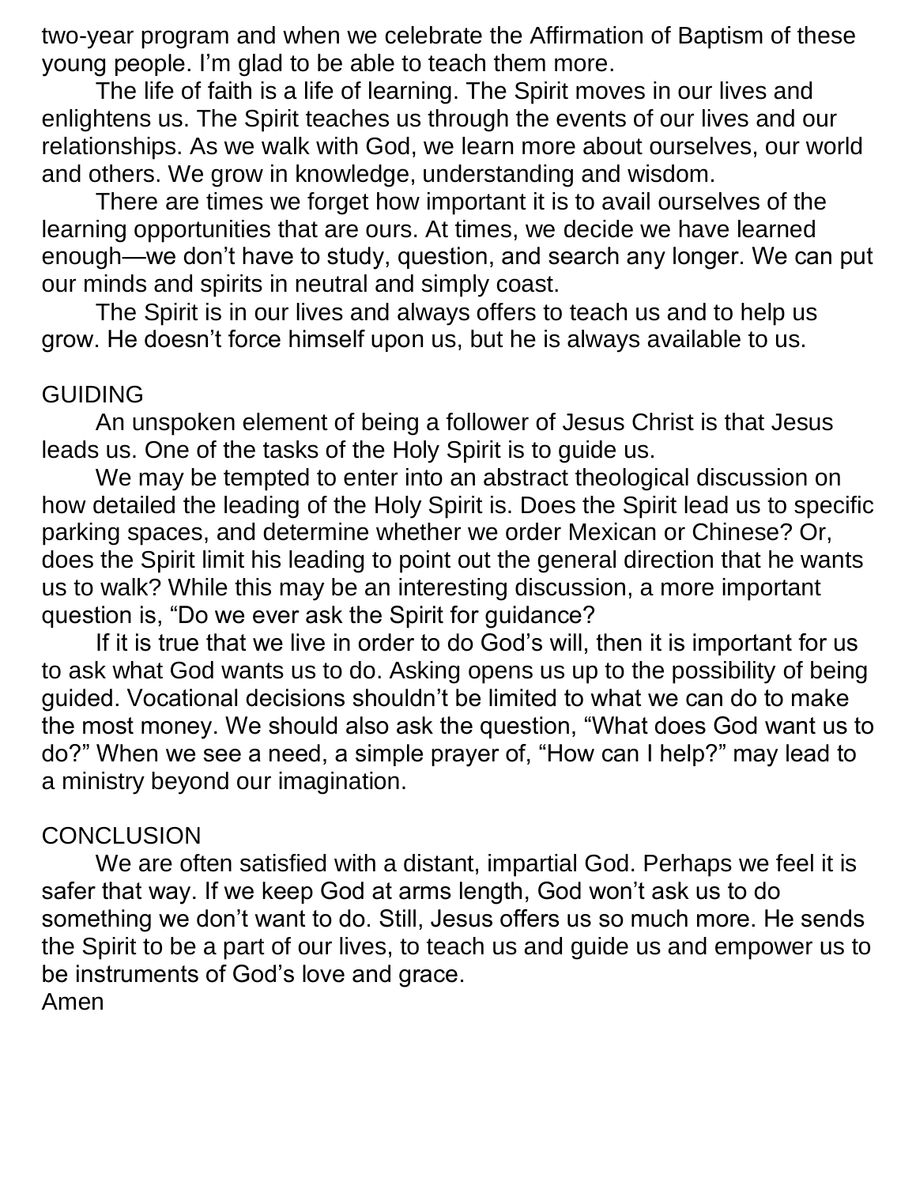two-year program and when we celebrate the Affirmation of Baptism of these young people. I'm glad to be able to teach them more.

The life of faith is a life of learning. The Spirit moves in our lives and enlightens us. The Spirit teaches us through the events of our lives and our relationships. As we walk with God, we learn more about ourselves, our world and others. We grow in knowledge, understanding and wisdom.

There are times we forget how important it is to avail ourselves of the learning opportunities that are ours. At times, we decide we have learned enough—we don't have to study, question, and search any longer. We can put our minds and spirits in neutral and simply coast.

The Spirit is in our lives and always offers to teach us and to help us grow. He doesn't force himself upon us, but he is always available to us.

## GUIDING

An unspoken element of being a follower of Jesus Christ is that Jesus leads us. One of the tasks of the Holy Spirit is to guide us.

We may be tempted to enter into an abstract theological discussion on how detailed the leading of the Holy Spirit is. Does the Spirit lead us to specific parking spaces, and determine whether we order Mexican or Chinese? Or, does the Spirit limit his leading to point out the general direction that he wants us to walk? While this may be an interesting discussion, a more important question is, "Do we ever ask the Spirit for guidance?

If it is true that we live in order to do God's will, then it is important for us to ask what God wants us to do. Asking opens us up to the possibility of being guided. Vocational decisions shouldn't be limited to what we can do to make the most money. We should also ask the question, "What does God want us to do?" When we see a need, a simple prayer of, "How can I help?" may lead to a ministry beyond our imagination.

## CONCLUSION

We are often satisfied with a distant, impartial God. Perhaps we feel it is safer that way. If we keep God at arms length, God won't ask us to do something we don't want to do. Still, Jesus offers us so much more. He sends the Spirit to be a part of our lives, to teach us and guide us and empower us to be instruments of God's love and grace.

Amen